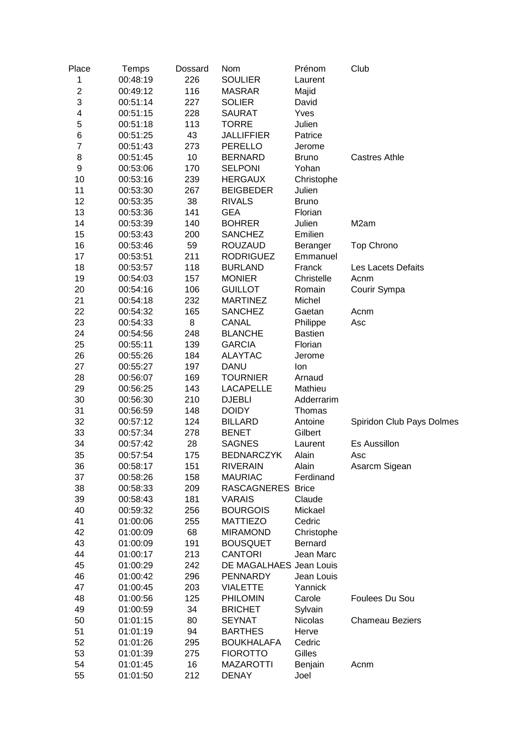| Place | Temps | Dossard | Nom | Prénom | Club |
|---|---|---|---|---|---|
| 1 | 00:48:19 | 226 | SOULIER | Laurent | |
| 2 | 00:49:12 | 116 | MASRAR | Majid | |
| 3 | 00:51:14 | 227 | SOLIER | David | |
| 4 | 00:51:15 | 228 | SAURAT | Yves | |
| 5 | 00:51:18 | 113 | TORRE | Julien | |
| 6 | 00:51:25 | 43 | JALLIFFIER | Patrice | |
| 7 | 00:51:43 | 273 | PERELLO | Jerome | |
| 8 | 00:51:45 | 10 | BERNARD | Bruno | Castres Athle |
| 9 | 00:53:06 | 170 | SELPONI | Yohan | |
| 10 | 00:53:16 | 239 | HERGAUX | Christophe | |
| 11 | 00:53:30 | 267 | BEIGBEDER | Julien | |
| 12 | 00:53:35 | 38 | RIVALS | Bruno | |
| 13 | 00:53:36 | 141 | GEA | Florian | |
| 14 | 00:53:39 | 140 | BOHRER | Julien | M2am |
| 15 | 00:53:43 | 200 | SANCHEZ | Emilien | |
| 16 | 00:53:46 | 59 | ROUZAUD | Beranger | Top Chrono |
| 17 | 00:53:51 | 211 | RODRIGUEZ | Emmanuel | |
| 18 | 00:53:57 | 118 | BURLAND | Franck | Les Lacets Defaits |
| 19 | 00:54:03 | 157 | MONIER | Christelle | Acnm |
| 20 | 00:54:16 | 106 | GUILLOT | Romain | Courir Sympa |
| 21 | 00:54:18 | 232 | MARTINEZ | Michel | |
| 22 | 00:54:32 | 165 | SANCHEZ | Gaetan | Acnm |
| 23 | 00:54:33 | 8 | CANAL | Philippe | Asc |
| 24 | 00:54:56 | 248 | BLANCHE | Bastien | |
| 25 | 00:55:11 | 139 | GARCIA | Florian | |
| 26 | 00:55:26 | 184 | ALAYTAC | Jerome | |
| 27 | 00:55:27 | 197 | DANU | Ion | |
| 28 | 00:56:07 | 169 | TOURNIER | Arnaud | |
| 29 | 00:56:25 | 143 | LACAPELLE | Mathieu | |
| 30 | 00:56:30 | 210 | DJEBLI | Adderrarim | |
| 31 | 00:56:59 | 148 | DOIDY | Thomas | |
| 32 | 00:57:12 | 124 | BILLARD | Antoine | Spiridon Club Pays Dolmes |
| 33 | 00:57:34 | 278 | BENET | Gilbert | |
| 34 | 00:57:42 | 28 | SAGNES | Laurent | Es Aussillon |
| 35 | 00:57:54 | 175 | BEDNARCZYK | Alain | Asc |
| 36 | 00:58:17 | 151 | RIVERAIN | Alain | Asarcm Sigean |
| 37 | 00:58:26 | 158 | MAURIAC | Ferdinand | |
| 38 | 00:58:33 | 209 | RASCAGNERES | Brice | |
| 39 | 00:58:43 | 181 | VARAIS | Claude | |
| 40 | 00:59:32 | 256 | BOURGOIS | Mickael | |
| 41 | 01:00:06 | 255 | MATTIEZO | Cedric | |
| 42 | 01:00:09 | 68 | MIRAMOND | Christophe | |
| 43 | 01:00:09 | 191 | BOUSQUET | Bernard | |
| 44 | 01:00:17 | 213 | CANTORI | Jean Marc | |
| 45 | 01:00:29 | 242 | DE MAGALHAES | Jean Louis | |
| 46 | 01:00:42 | 296 | PENNARDY | Jean Louis | |
| 47 | 01:00:45 | 203 | VIALETTE | Yannick | |
| 48 | 01:00:56 | 125 | PHILOMIN | Carole | Foulees Du Sou |
| 49 | 01:00:59 | 34 | BRICHET | Sylvain | |
| 50 | 01:01:15 | 80 | SEYNAT | Nicolas | Chameau Beziers |
| 51 | 01:01:19 | 94 | BARTHES | Herve | |
| 52 | 01:01:26 | 295 | BOUKHALAFA | Cedric | |
| 53 | 01:01:39 | 275 | FIOROTTO | Gilles | |
| 54 | 01:01:45 | 16 | MAZAROTTI | Benjain | Acnm |
| 55 | 01:01:50 | 212 | DENAY | Joel | |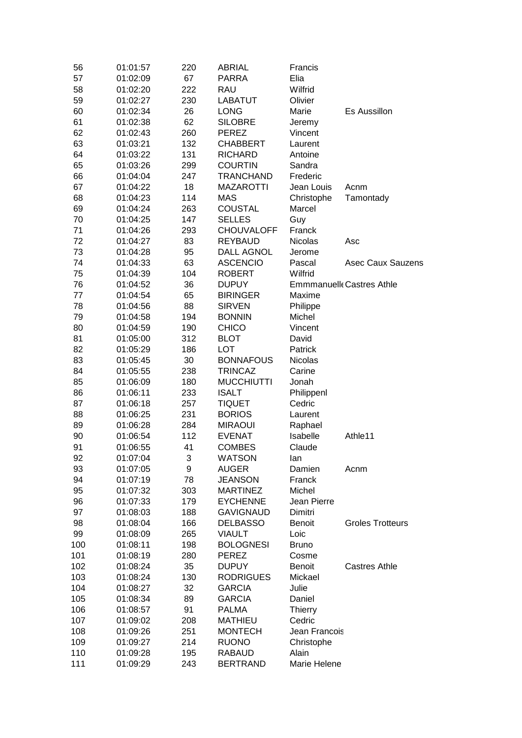| | | | | | |
|---|---|---|---|---|---|
| 56 | 01:01:57 | 220 | ABRIAL | Francis | |
| 57 | 01:02:09 | 67 | PARRA | Elia | |
| 58 | 01:02:20 | 222 | RAU | Wilfrid | |
| 59 | 01:02:27 | 230 | LABATUT | Olivier | |
| 60 | 01:02:34 | 26 | LONG | Marie | Es Aussillon |
| 61 | 01:02:38 | 62 | SILOBRE | Jeremy | |
| 62 | 01:02:43 | 260 | PEREZ | Vincent | |
| 63 | 01:03:21 | 132 | CHABBERT | Laurent | |
| 64 | 01:03:22 | 131 | RICHARD | Antoine | |
| 65 | 01:03:26 | 299 | COURTIN | Sandra | |
| 66 | 01:04:04 | 247 | TRANCHAND | Frederic | |
| 67 | 01:04:22 | 18 | MAZAROTTI | Jean Louis | Acnm |
| 68 | 01:04:23 | 114 | MAS | Christophe | Tamontady |
| 69 | 01:04:24 | 263 | COUSTAL | Marcel | |
| 70 | 01:04:25 | 147 | SELLES | Guy | |
| 71 | 01:04:26 | 293 | CHOUVALOFF | Franck | |
| 72 | 01:04:27 | 83 | REYBAUD | Nicolas | Asc |
| 73 | 01:04:28 | 95 | DALL AGNOL | Jerome | |
| 74 | 01:04:33 | 63 | ASCENCIO | Pascal | Asec Caux Sauzens |
| 75 | 01:04:39 | 104 | ROBERT | Wilfrid | |
| 76 | 01:04:52 | 36 | DUPUY | Emmmanuelle | Castres Athle |
| 77 | 01:04:54 | 65 | BIRINGER | Maxime | |
| 78 | 01:04:56 | 88 | SIRVEN | Philippe | |
| 79 | 01:04:58 | 194 | BONNIN | Michel | |
| 80 | 01:04:59 | 190 | CHICO | Vincent | |
| 81 | 01:05:00 | 312 | BLOT | David | |
| 82 | 01:05:29 | 186 | LOT | Patrick | |
| 83 | 01:05:45 | 30 | BONNAFOUS | Nicolas | |
| 84 | 01:05:55 | 238 | TRINCAZ | Carine | |
| 85 | 01:06:09 | 180 | MUCCHIUTTI | Jonah | |
| 86 | 01:06:11 | 233 | ISALT | Philippenl | |
| 87 | 01:06:18 | 257 | TIQUET | Cedric | |
| 88 | 01:06:25 | 231 | BORIOS | Laurent | |
| 89 | 01:06:28 | 284 | MIRAOUI | Raphael | |
| 90 | 01:06:54 | 112 | EVENAT | Isabelle | Athle11 |
| 91 | 01:06:55 | 41 | COMBES | Claude | |
| 92 | 01:07:04 | 3 | WATSON | Ian | |
| 93 | 01:07:05 | 9 | AUGER | Damien | Acnm |
| 94 | 01:07:19 | 78 | JEANSON | Franck | |
| 95 | 01:07:32 | 303 | MARTINEZ | Michel | |
| 96 | 01:07:33 | 179 | EYCHENNE | Jean Pierre | |
| 97 | 01:08:03 | 188 | GAVIGNAUD | Dimitri | |
| 98 | 01:08:04 | 166 | DELBASSO | Benoit | Groles Trotteurs |
| 99 | 01:08:09 | 265 | VIAULT | Loic | |
| 100 | 01:08:11 | 198 | BOLOGNESI | Bruno | |
| 101 | 01:08:19 | 280 | PEREZ | Cosme | |
| 102 | 01:08:24 | 35 | DUPUY | Benoit | Castres Athle |
| 103 | 01:08:24 | 130 | RODRIGUES | Mickael | |
| 104 | 01:08:27 | 32 | GARCIA | Julie | |
| 105 | 01:08:34 | 89 | GARCIA | Daniel | |
| 106 | 01:08:57 | 91 | PALMA | Thierry | |
| 107 | 01:09:02 | 208 | MATHIEU | Cedric | |
| 108 | 01:09:26 | 251 | MONTECH | Jean Francois | |
| 109 | 01:09:27 | 214 | RUONO | Christophe | |
| 110 | 01:09:28 | 195 | RABAUD | Alain | |
| 111 | 01:09:29 | 243 | BERTRAND | Marie Helene | |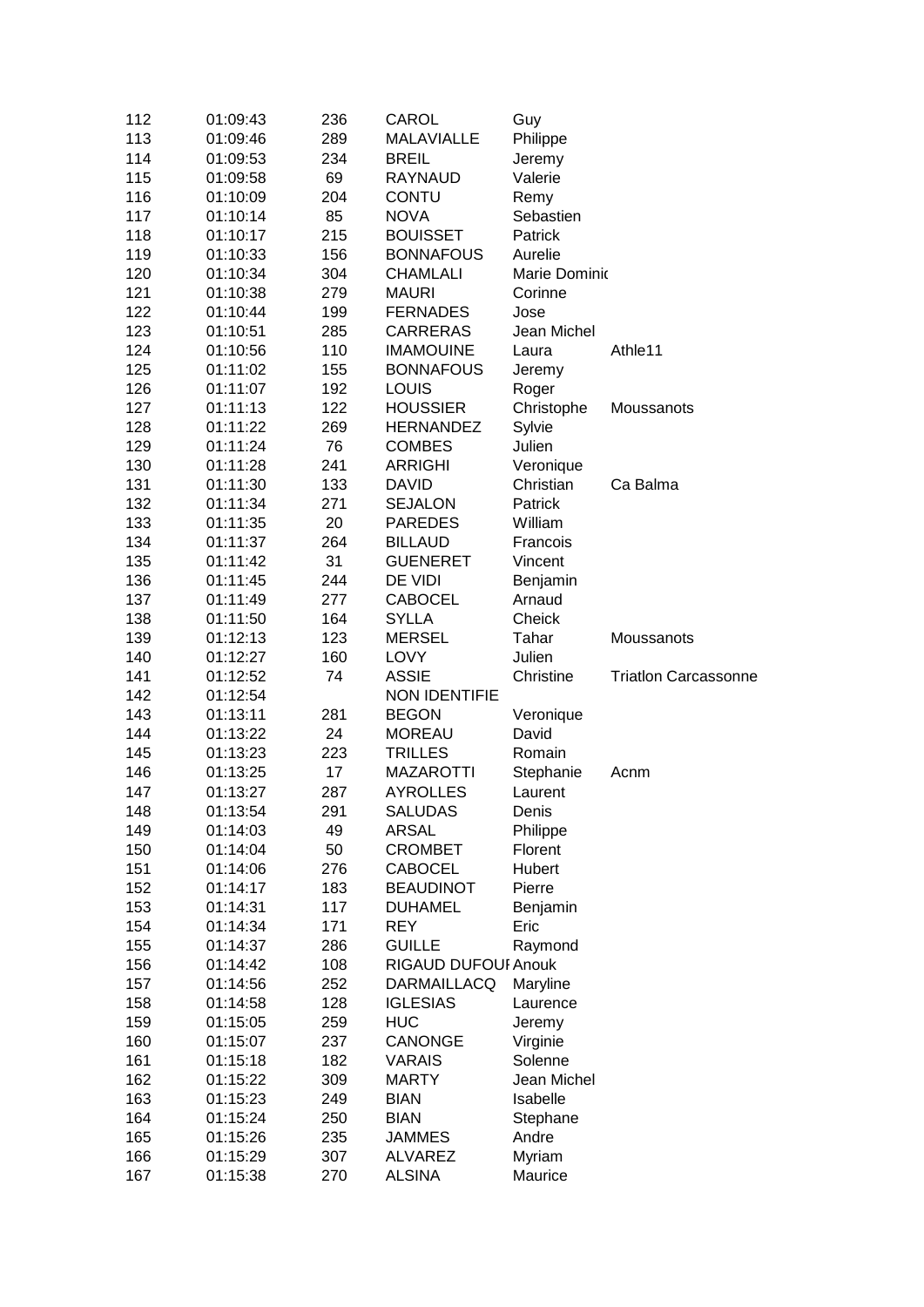| | | | | | |
|---|---|---|---|---|---|
| 112 | 01:09:43 | 236 | CAROL | Guy | |
| 113 | 01:09:46 | 289 | MALAVIALLE | Philippe | |
| 114 | 01:09:53 | 234 | BREIL | Jeremy | |
| 115 | 01:09:58 | 69 | RAYNAUD | Valerie | |
| 116 | 01:10:09 | 204 | CONTU | Remy | |
| 117 | 01:10:14 | 85 | NOVA | Sebastien | |
| 118 | 01:10:17 | 215 | BOUISSET | Patrick | |
| 119 | 01:10:33 | 156 | BONNAFOUS | Aurelie | |
| 120 | 01:10:34 | 304 | CHAMLALI | Marie Dominic | |
| 121 | 01:10:38 | 279 | MAURI | Corinne | |
| 122 | 01:10:44 | 199 | FERNADES | Jose | |
| 123 | 01:10:51 | 285 | CARRERAS | Jean Michel | |
| 124 | 01:10:56 | 110 | IMAMOUINE | Laura | Athle11 |
| 125 | 01:11:02 | 155 | BONNAFOUS | Jeremy | |
| 126 | 01:11:07 | 192 | LOUIS | Roger | |
| 127 | 01:11:13 | 122 | HOUSSIER | Christophe | Moussanots |
| 128 | 01:11:22 | 269 | HERNANDEZ | Sylvie | |
| 129 | 01:11:24 | 76 | COMBES | Julien | |
| 130 | 01:11:28 | 241 | ARRIGHI | Veronique | |
| 131 | 01:11:30 | 133 | DAVID | Christian | Ca Balma |
| 132 | 01:11:34 | 271 | SEJALON | Patrick | |
| 133 | 01:11:35 | 20 | PAREDES | William | |
| 134 | 01:11:37 | 264 | BILLAUD | Francois | |
| 135 | 01:11:42 | 31 | GUENERET | Vincent | |
| 136 | 01:11:45 | 244 | DE VIDI | Benjamin | |
| 137 | 01:11:49 | 277 | CABOCEL | Arnaud | |
| 138 | 01:11:50 | 164 | SYLLA | Cheick | |
| 139 | 01:12:13 | 123 | MERSEL | Tahar | Moussanots |
| 140 | 01:12:27 | 160 | LOVY | Julien | |
| 141 | 01:12:52 | 74 | ASSIE | Christine | Triatlon Carcassonne |
| 142 | 01:12:54 | | NON IDENTIFIE | | |
| 143 | 01:13:11 | 281 | BEGON | Veronique | |
| 144 | 01:13:22 | 24 | MOREAU | David | |
| 145 | 01:13:23 | 223 | TRILLES | Romain | |
| 146 | 01:13:25 | 17 | MAZAROTTI | Stephanie | Acnm |
| 147 | 01:13:27 | 287 | AYROLLES | Laurent | |
| 148 | 01:13:54 | 291 | SALUDAS | Denis | |
| 149 | 01:14:03 | 49 | ARSAL | Philippe | |
| 150 | 01:14:04 | 50 | CROMBET | Florent | |
| 151 | 01:14:06 | 276 | CABOCEL | Hubert | |
| 152 | 01:14:17 | 183 | BEAUDINOT | Pierre | |
| 153 | 01:14:31 | 117 | DUHAMEL | Benjamin | |
| 154 | 01:14:34 | 171 | REY | Eric | |
| 155 | 01:14:37 | 286 | GUILLE | Raymond | |
| 156 | 01:14:42 | 108 | RIGAUD DUFOUI | Anouk | |
| 157 | 01:14:56 | 252 | DARMAILLACQ | Maryline | |
| 158 | 01:14:58 | 128 | IGLESIAS | Laurence | |
| 159 | 01:15:05 | 259 | HUC | Jeremy | |
| 160 | 01:15:07 | 237 | CANONGE | Virginie | |
| 161 | 01:15:18 | 182 | VARAIS | Solenne | |
| 162 | 01:15:22 | 309 | MARTY | Jean Michel | |
| 163 | 01:15:23 | 249 | BIAN | Isabelle | |
| 164 | 01:15:24 | 250 | BIAN | Stephane | |
| 165 | 01:15:26 | 235 | JAMMES | Andre | |
| 166 | 01:15:29 | 307 | ALVAREZ | Myriam | |
| 167 | 01:15:38 | 270 | ALSINA | Maurice | |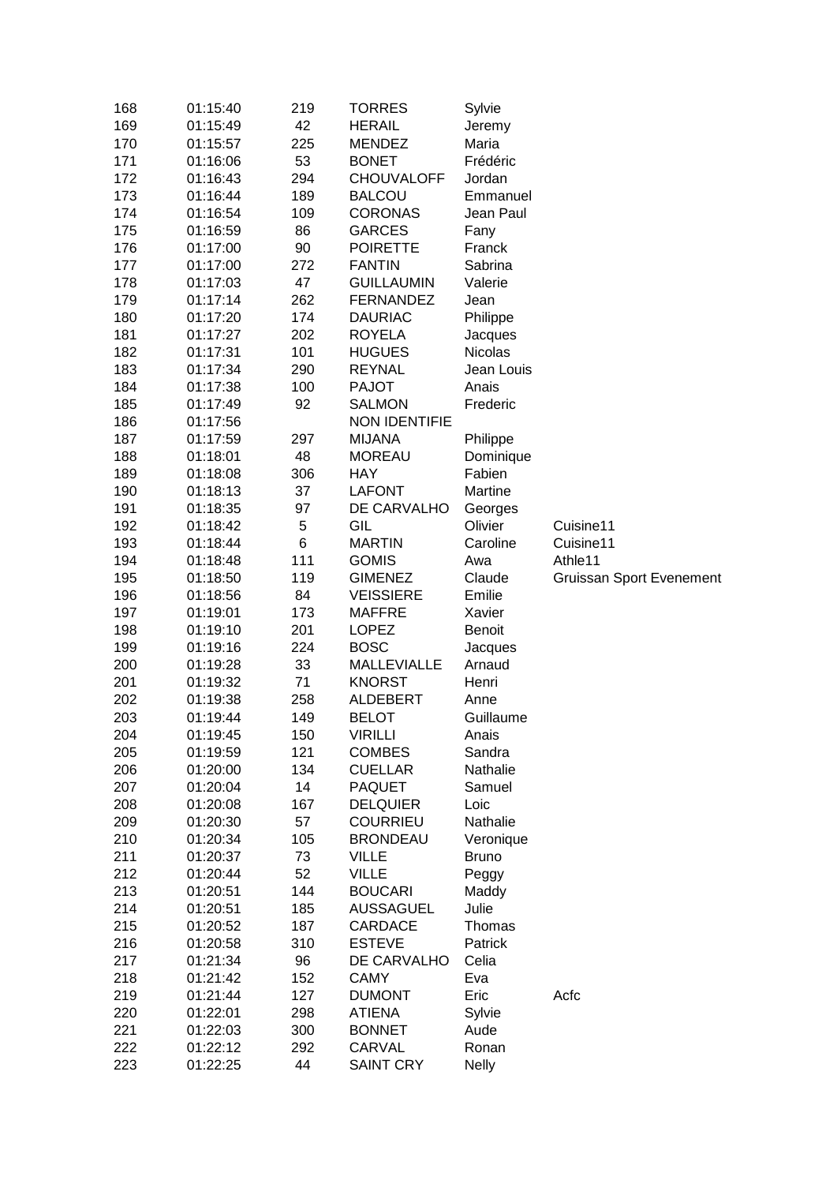| 168 | 01:15:40 | 219 | TORRES | Sylvie | |
|---|---|---|---|---|---|
| 169 | 01:15:49 | 42 | HERAIL | Jeremy | |
| 170 | 01:15:57 | 225 | MENDEZ | Maria | |
| 171 | 01:16:06 | 53 | BONET | Frédéric | |
| 172 | 01:16:43 | 294 | CHOUVALOFF | Jordan | |
| 173 | 01:16:44 | 189 | BALCOU | Emmanuel | |
| 174 | 01:16:54 | 109 | CORONAS | Jean Paul | |
| 175 | 01:16:59 | 86 | GARCES | Fany | |
| 176 | 01:17:00 | 90 | POIRETTE | Franck | |
| 177 | 01:17:00 | 272 | FANTIN | Sabrina | |
| 178 | 01:17:03 | 47 | GUILLAUMIN | Valerie | |
| 179 | 01:17:14 | 262 | FERNANDEZ | Jean | |
| 180 | 01:17:20 | 174 | DAURIAC | Philippe | |
| 181 | 01:17:27 | 202 | ROYELA | Jacques | |
| 182 | 01:17:31 | 101 | HUGUES | Nicolas | |
| 183 | 01:17:34 | 290 | REYNAL | Jean Louis | |
| 184 | 01:17:38 | 100 | PAJOT | Anais | |
| 185 | 01:17:49 | 92 | SALMON | Frederic | |
| 186 | 01:17:56 | | NON IDENTIFIE | | |
| 187 | 01:17:59 | 297 | MIJANA | Philippe | |
| 188 | 01:18:01 | 48 | MOREAU | Dominique | |
| 189 | 01:18:08 | 306 | HAY | Fabien | |
| 190 | 01:18:13 | 37 | LAFONT | Martine | |
| 191 | 01:18:35 | 97 | DE CARVALHO | Georges | |
| 192 | 01:18:42 | 5 | GIL | Olivier | Cuisine11 |
| 193 | 01:18:44 | 6 | MARTIN | Caroline | Cuisine11 |
| 194 | 01:18:48 | 111 | GOMIS | Awa | Athle11 |
| 195 | 01:18:50 | 119 | GIMENEZ | Claude | Gruissan Sport Evenement |
| 196 | 01:18:56 | 84 | VEISSIERE | Emilie | |
| 197 | 01:19:01 | 173 | MAFFRE | Xavier | |
| 198 | 01:19:10 | 201 | LOPEZ | Benoit | |
| 199 | 01:19:16 | 224 | BOSC | Jacques | |
| 200 | 01:19:28 | 33 | MALLEVIALLE | Arnaud | |
| 201 | 01:19:32 | 71 | KNORST | Henri | |
| 202 | 01:19:38 | 258 | ALDEBERT | Anne | |
| 203 | 01:19:44 | 149 | BELOT | Guillaume | |
| 204 | 01:19:45 | 150 | VIRILLI | Anais | |
| 205 | 01:19:59 | 121 | COMBES | Sandra | |
| 206 | 01:20:00 | 134 | CUELLAR | Nathalie | |
| 207 | 01:20:04 | 14 | PAQUET | Samuel | |
| 208 | 01:20:08 | 167 | DELQUIER | Loic | |
| 209 | 01:20:30 | 57 | COURRIEU | Nathalie | |
| 210 | 01:20:34 | 105 | BRONDEAU | Veronique | |
| 211 | 01:20:37 | 73 | VILLE | Bruno | |
| 212 | 01:20:44 | 52 | VILLE | Peggy | |
| 213 | 01:20:51 | 144 | BOUCARI | Maddy | |
| 214 | 01:20:51 | 185 | AUSSAGUEL | Julie | |
| 215 | 01:20:52 | 187 | CARDACE | Thomas | |
| 216 | 01:20:58 | 310 | ESTEVE | Patrick | |
| 217 | 01:21:34 | 96 | DE CARVALHO | Celia | |
| 218 | 01:21:42 | 152 | CAMY | Eva | |
| 219 | 01:21:44 | 127 | DUMONT | Eric | Acfc |
| 220 | 01:22:01 | 298 | ATIENA | Sylvie | |
| 221 | 01:22:03 | 300 | BONNET | Aude | |
| 222 | 01:22:12 | 292 | CARVAL | Ronan | |
| 223 | 01:22:25 | 44 | SAINT CRY | Nelly | |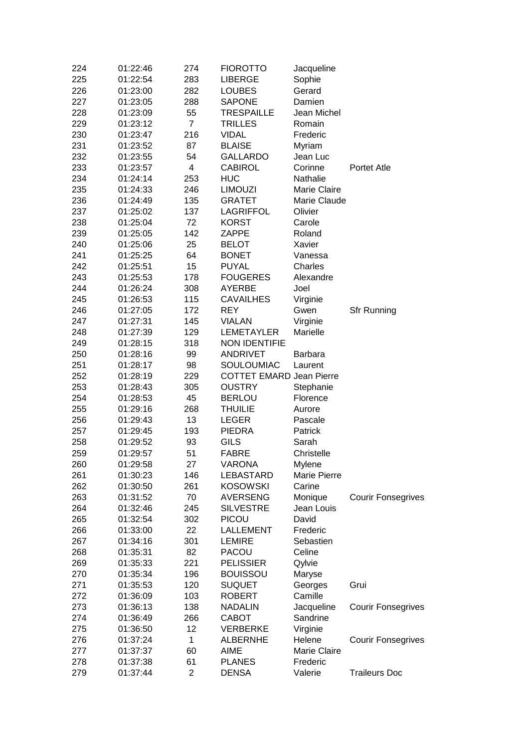| | | | | | |
|---|---|---|---|---|---|
| 224 | 01:22:46 | 274 | FIOROTTO | Jacqueline | |
| 225 | 01:22:54 | 283 | LIBERGE | Sophie | |
| 226 | 01:23:00 | 282 | LOUBES | Gerard | |
| 227 | 01:23:05 | 288 | SAPONE | Damien | |
| 228 | 01:23:09 | 55 | TRESPAILLE | Jean Michel | |
| 229 | 01:23:12 | 7 | TRILLES | Romain | |
| 230 | 01:23:47 | 216 | VIDAL | Frederic | |
| 231 | 01:23:52 | 87 | BLAISE | Myriam | |
| 232 | 01:23:55 | 54 | GALLARDO | Jean Luc | |
| 233 | 01:23:57 | 4 | CABIROL | Corinne | Portet Atle |
| 234 | 01:24:14 | 253 | HUC | Nathalie | |
| 235 | 01:24:33 | 246 | LIMOUZI | Marie Claire | |
| 236 | 01:24:49 | 135 | GRATET | Marie Claude | |
| 237 | 01:25:02 | 137 | LAGRIFFOL | Olivier | |
| 238 | 01:25:04 | 72 | KORST | Carole | |
| 239 | 01:25:05 | 142 | ZAPPE | Roland | |
| 240 | 01:25:06 | 25 | BELOT | Xavier | |
| 241 | 01:25:25 | 64 | BONET | Vanessa | |
| 242 | 01:25:51 | 15 | PUYAL | Charles | |
| 243 | 01:25:53 | 178 | FOUGERES | Alexandre | |
| 244 | 01:26:24 | 308 | AYERBE | Joel | |
| 245 | 01:26:53 | 115 | CAVAILHES | Virginie | |
| 246 | 01:27:05 | 172 | REY | Gwen | Sfr Running |
| 247 | 01:27:31 | 145 | VIALAN | Virginie | |
| 248 | 01:27:39 | 129 | LEMETAYLER | Marielle | |
| 249 | 01:28:15 | 318 | NON IDENTIFIE | | |
| 250 | 01:28:16 | 99 | ANDRIVET | Barbara | |
| 251 | 01:28:17 | 98 | SOULOUMIAC | Laurent | |
| 252 | 01:28:19 | 229 | COTTET EMARD | Jean Pierre | |
| 253 | 01:28:43 | 305 | OUSTRY | Stephanie | |
| 254 | 01:28:53 | 45 | BERLOU | Florence | |
| 255 | 01:29:16 | 268 | THUILIE | Aurore | |
| 256 | 01:29:43 | 13 | LEGER | Pascale | |
| 257 | 01:29:45 | 193 | PIEDRA | Patrick | |
| 258 | 01:29:52 | 93 | GILS | Sarah | |
| 259 | 01:29:57 | 51 | FABRE | Christelle | |
| 260 | 01:29:58 | 27 | VARONA | Mylene | |
| 261 | 01:30:23 | 146 | LEBASTARD | Marie Pierre | |
| 262 | 01:30:50 | 261 | KOSOWSKI | Carine | |
| 263 | 01:31:52 | 70 | AVERSENG | Monique | Courir Fonsegrives |
| 264 | 01:32:46 | 245 | SILVESTRE | Jean Louis | |
| 265 | 01:32:54 | 302 | PICOU | David | |
| 266 | 01:33:00 | 22 | LALLEMENT | Frederic | |
| 267 | 01:34:16 | 301 | LEMIRE | Sebastien | |
| 268 | 01:35:31 | 82 | PACOU | Celine | |
| 269 | 01:35:33 | 221 | PELISSIER | Qylvie | |
| 270 | 01:35:34 | 196 | BOUISSOU | Maryse | |
| 271 | 01:35:53 | 120 | SUQUET | Georges | Grui |
| 272 | 01:36:09 | 103 | ROBERT | Camille | |
| 273 | 01:36:13 | 138 | NADALIN | Jacqueline | Courir Fonsegrives |
| 274 | 01:36:49 | 266 | CABOT | Sandrine | |
| 275 | 01:36:50 | 12 | VERBERKE | Virginie | |
| 276 | 01:37:24 | 1 | ALBERNHE | Helene | Courir Fonsegrives |
| 277 | 01:37:37 | 60 | AIME | Marie Claire | |
| 278 | 01:37:38 | 61 | PLANES | Frederic | |
| 279 | 01:37:44 | 2 | DENSA | Valerie | Traileurs Doc |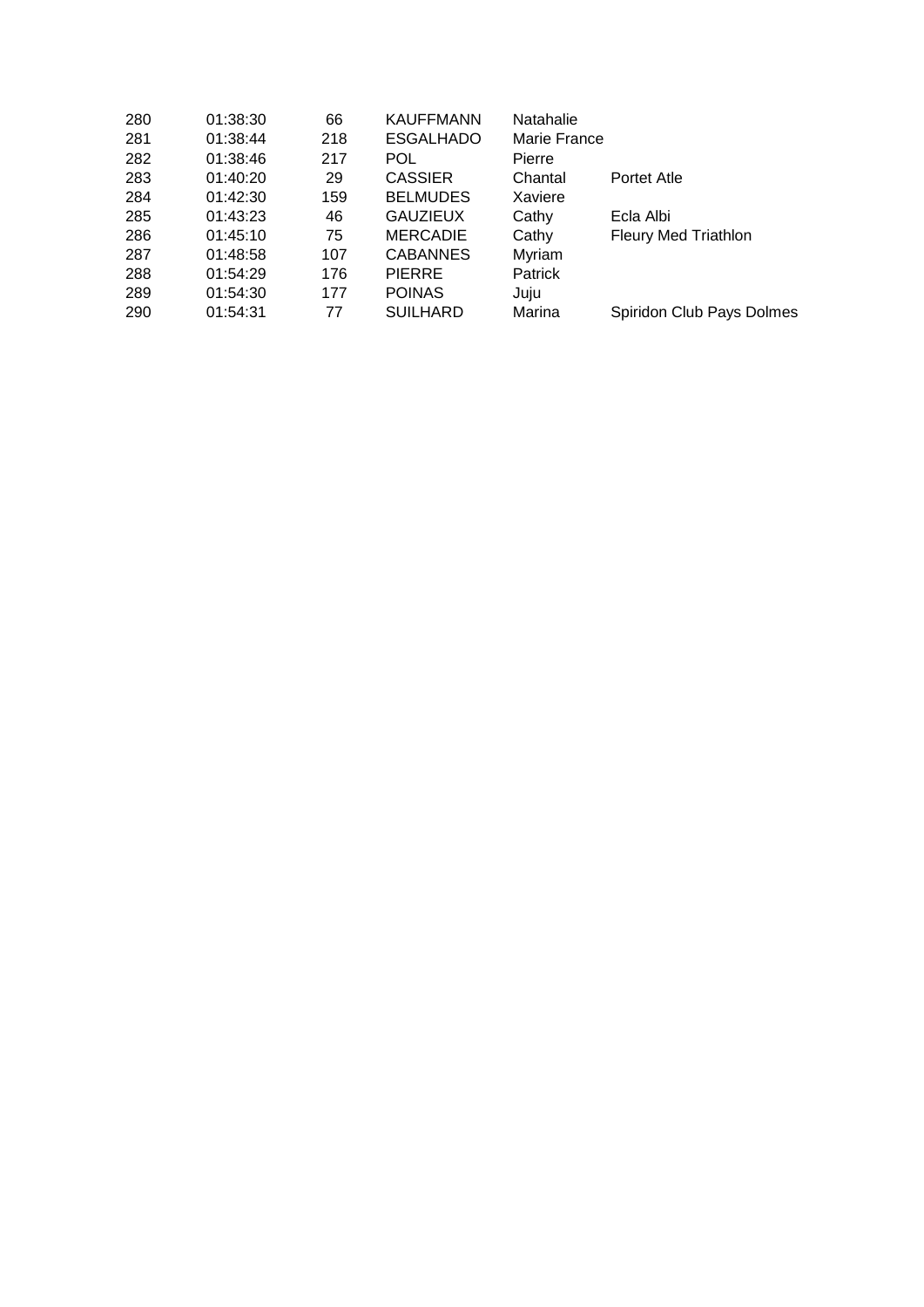| | | | | | |
|---|---|---|---|---|---|
| 280 | 01:38:30 | 66 | KAUFFMANN | Natahalie | |
| 281 | 01:38:44 | 218 | ESGALHADO | Marie France | |
| 282 | 01:38:46 | 217 | POL | Pierre | |
| 283 | 01:40:20 | 29 | CASSIER | Chantal | Portet Atle |
| 284 | 01:42:30 | 159 | BELMUDES | Xaviere | |
| 285 | 01:43:23 | 46 | GAUZIEUX | Cathy | Ecla Albi |
| 286 | 01:45:10 | 75 | MERCADIE | Cathy | Fleury Med Triathlon |
| 287 | 01:48:58 | 107 | CABANNES | Myriam | |
| 288 | 01:54:29 | 176 | PIERRE | Patrick | |
| 289 | 01:54:30 | 177 | POINAS | Juju | |
| 290 | 01:54:31 | 77 | SUILHARD | Marina | Spiridon Club Pays Dolmes |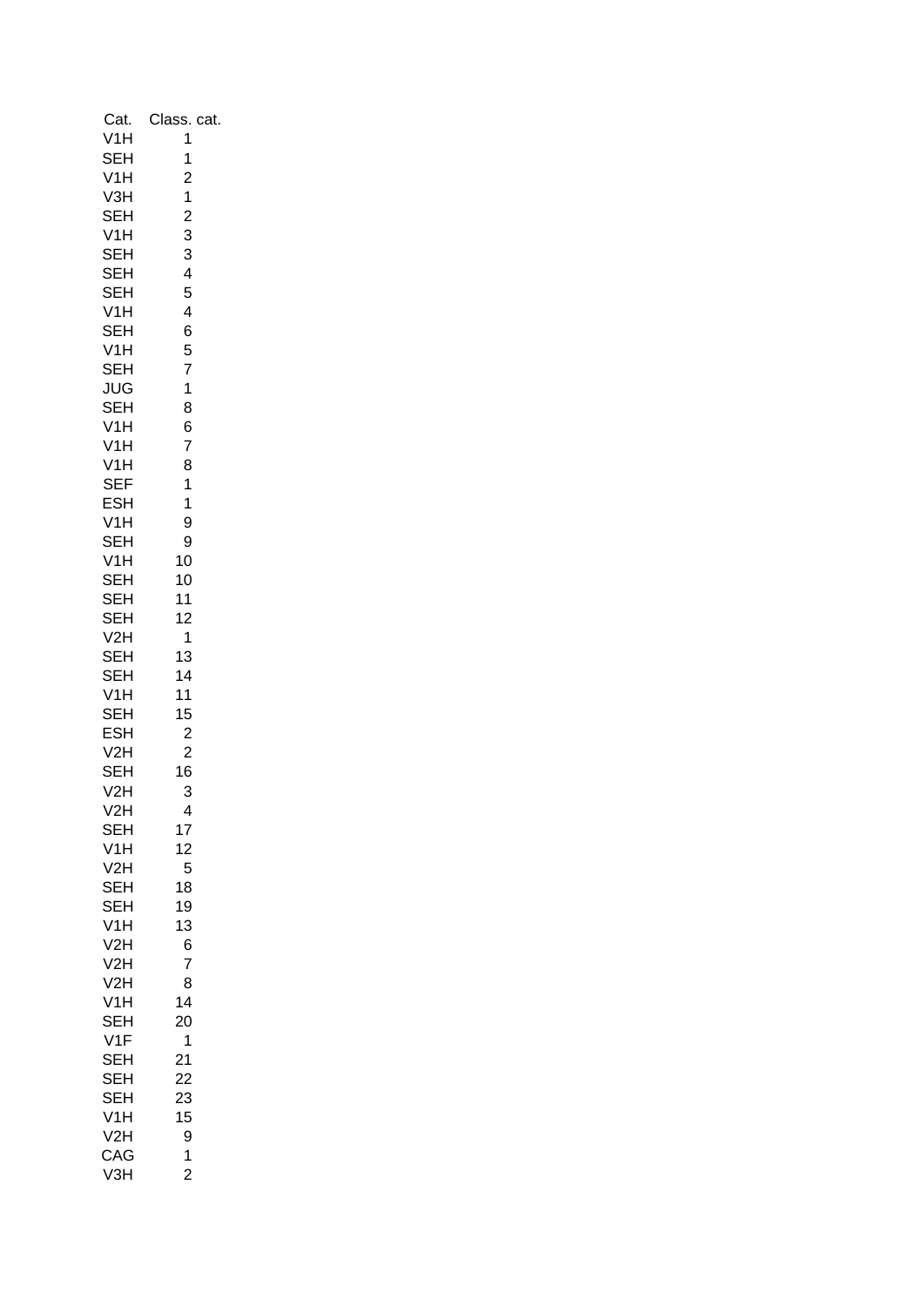| Cat. | Class. cat. |
|---|---|
| V1H | 1 |
| SEH | 1 |
| V1H | 2 |
| V3H | 1 |
| SEH | 2 |
| V1H | 3 |
| SEH | 3 |
| SEH | 4 |
| SEH | 5 |
| V1H | 4 |
| SEH | 6 |
| V1H | 5 |
| SEH | 7 |
| JUG | 1 |
| SEH | 8 |
| V1H | 6 |
| V1H | 7 |
| V1H | 8 |
| SEF | 1 |
| ESH | 1 |
| V1H | 9 |
| SEH | 9 |
| V1H | 10 |
| SEH | 10 |
| SEH | 11 |
| SEH | 12 |
| V2H | 1 |
| SEH | 13 |
| SEH | 14 |
| V1H | 11 |
| SEH | 15 |
| ESH | 2 |
| V2H | 2 |
| SEH | 16 |
| V2H | 3 |
| V2H | 4 |
| SEH | 17 |
| V1H | 12 |
| V2H | 5 |
| SEH | 18 |
| SEH | 19 |
| V1H | 13 |
| V2H | 6 |
| V2H | 7 |
| V2H | 8 |
| V1H | 14 |
| SEH | 20 |
| V1F | 1 |
| SEH | 21 |
| SEH | 22 |
| SEH | 23 |
| V1H | 15 |
| V2H | 9 |
| CAG | 1 |
| V3H | 2 |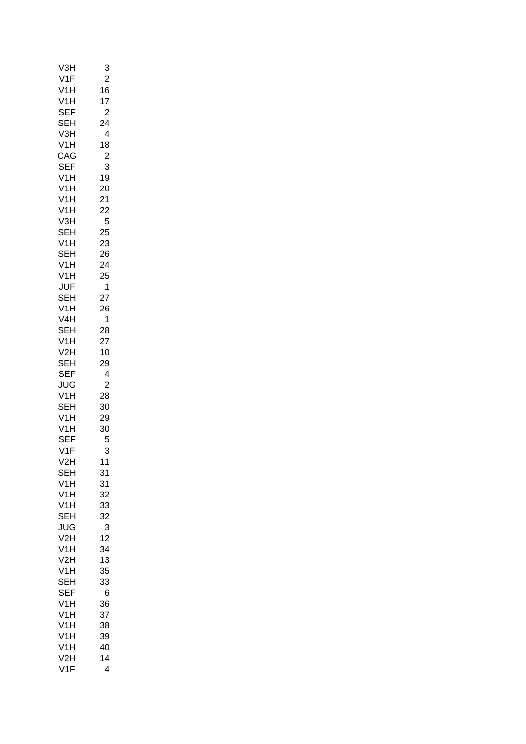| | |
|---|---|
| V3H | 3 |
| V1F | 2 |
| V1H | 16 |
| V1H | 17 |
| SEF | 2 |
| SEH | 24 |
| V3H | 4 |
| V1H | 18 |
| CAG | 2 |
| SEF | 3 |
| V1H | 19 |
| V1H | 20 |
| V1H | 21 |
| V1H | 22 |
| V3H | 5 |
| SEH | 25 |
| V1H | 23 |
| SEH | 26 |
| V1H | 24 |
| V1H | 25 |
| JUF | 1 |
| SEH | 27 |
| V1H | 26 |
| V4H | 1 |
| SEH | 28 |
| V1H | 27 |
| V2H | 10 |
| SEH | 29 |
| SEF | 4 |
| JUG | 2 |
| V1H | 28 |
| SEH | 30 |
| V1H | 29 |
| V1H | 30 |
| SEF | 5 |
| V1F | 3 |
| V2H | 11 |
| SEH | 31 |
| V1H | 31 |
| V1H | 32 |
| V1H | 33 |
| SEH | 32 |
| JUG | 3 |
| V2H | 12 |
| V1H | 34 |
| V2H | 13 |
| V1H | 35 |
| SEH | 33 |
| SEF | 6 |
| V1H | 36 |
| V1H | 37 |
| V1H | 38 |
| V1H | 39 |
| V1H | 40 |
| V2H | 14 |
| V1F | 4 |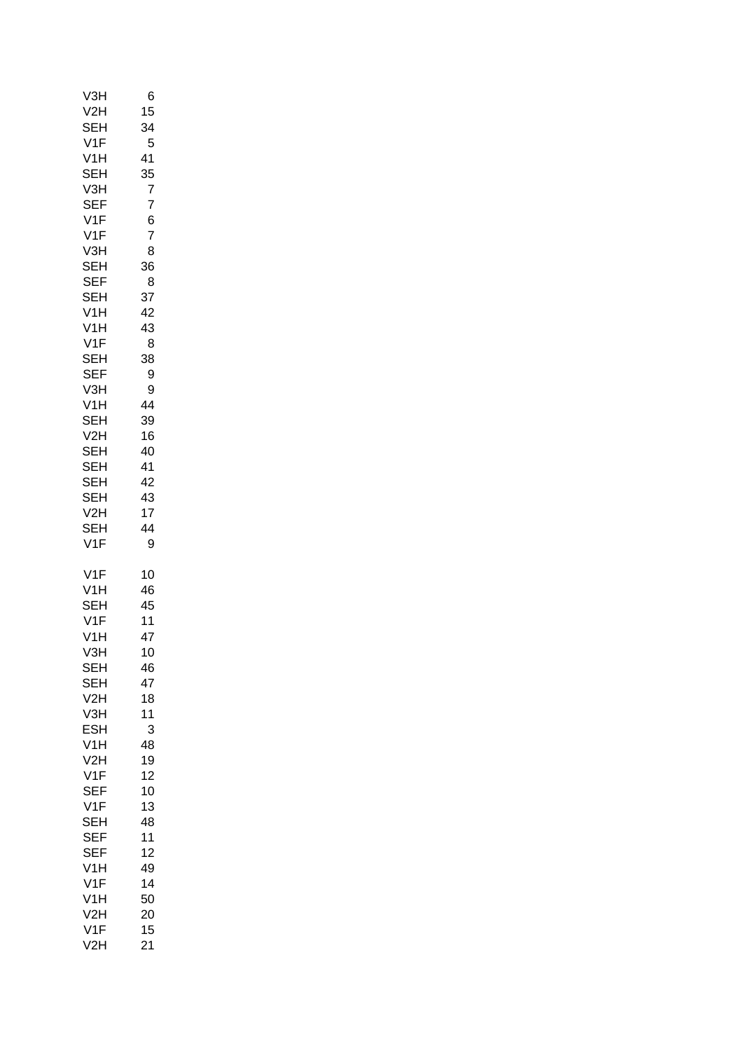| | |
|---|---|
| V3H | 6 |
| V2H | 15 |
| SEH | 34 |
| V1F | 5 |
| V1H | 41 |
| SEH | 35 |
| V3H | 7 |
| SEF | 7 |
| V1F | 6 |
| V1F | 7 |
| V3H | 8 |
| SEH | 36 |
| SEF | 8 |
| SEH | 37 |
| V1H | 42 |
| V1H | 43 |
| V1F | 8 |
| SEH | 38 |
| SEF | 9 |
| V3H | 9 |
| V1H | 44 |
| SEH | 39 |
| V2H | 16 |
| SEH | 40 |
| SEH | 41 |
| SEH | 42 |
| SEH | 43 |
| V2H | 17 |
| SEH | 44 |
| V1F | 9 |

| | |
|---|---|
| V1F | 10 |
| V1H | 46 |
| SEH | 45 |
| V1F | 11 |
| V1H | 47 |
| V3H | 10 |
| SEH | 46 |
| SEH | 47 |
| V2H | 18 |
| V3H | 11 |
| ESH | 3 |
| V1H | 48 |
| V2H | 19 |
| V1F | 12 |
| SEF | 10 |
| V1F | 13 |
| SEH | 48 |
| SEF | 11 |
| SEF | 12 |
| V1H | 49 |
| V1F | 14 |
| V1H | 50 |
| V2H | 20 |
| V1F | 15 |
| V2H | 21 |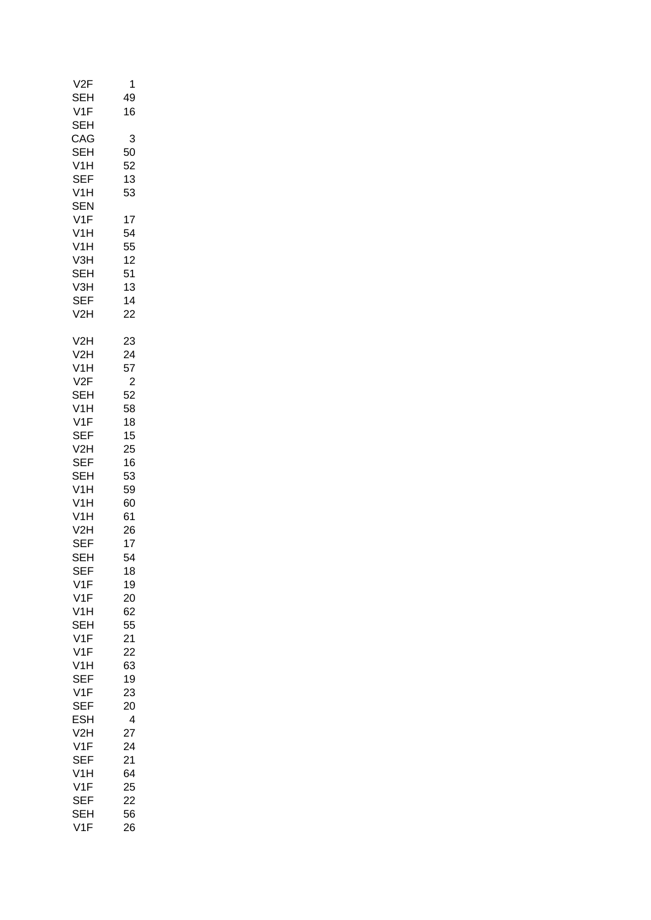| | |
|---|---|
| V2F | 1 |
| SEH | 49 |
| V1F | 16 |
| SEH | |
| CAG | 3 |
| SEH | 50 |
| V1H | 52 |
| SEF | 13 |
| V1H | 53 |
| SEN | |
| V1F | 17 |
| V1H | 54 |
| V1H | 55 |
| V3H | 12 |
| SEH | 51 |
| V3H | 13 |
| SEF | 14 |
| V2H | 22 |
| | |
| V2H | 23 |
| V2H | 24 |
| V1H | 57 |
| V2F | 2 |
| SEH | 52 |
| V1H | 58 |
| V1F | 18 |
| SEF | 15 |
| V2H | 25 |
| SEF | 16 |
| SEH | 53 |
| V1H | 59 |
| V1H | 60 |
| V1H | 61 |
| V2H | 26 |
| SEF | 17 |
| SEH | 54 |
| SEF | 18 |
| V1F | 19 |
| V1F | 20 |
| V1H | 62 |
| SEH | 55 |
| V1F | 21 |
| V1F | 22 |
| V1H | 63 |
| SEF | 19 |
| V1F | 23 |
| SEF | 20 |
| ESH | 4 |
| V2H | 27 |
| V1F | 24 |
| SEF | 21 |
| V1H | 64 |
| V1F | 25 |
| SEF | 22 |
| SEH | 56 |
| V1F | 26 |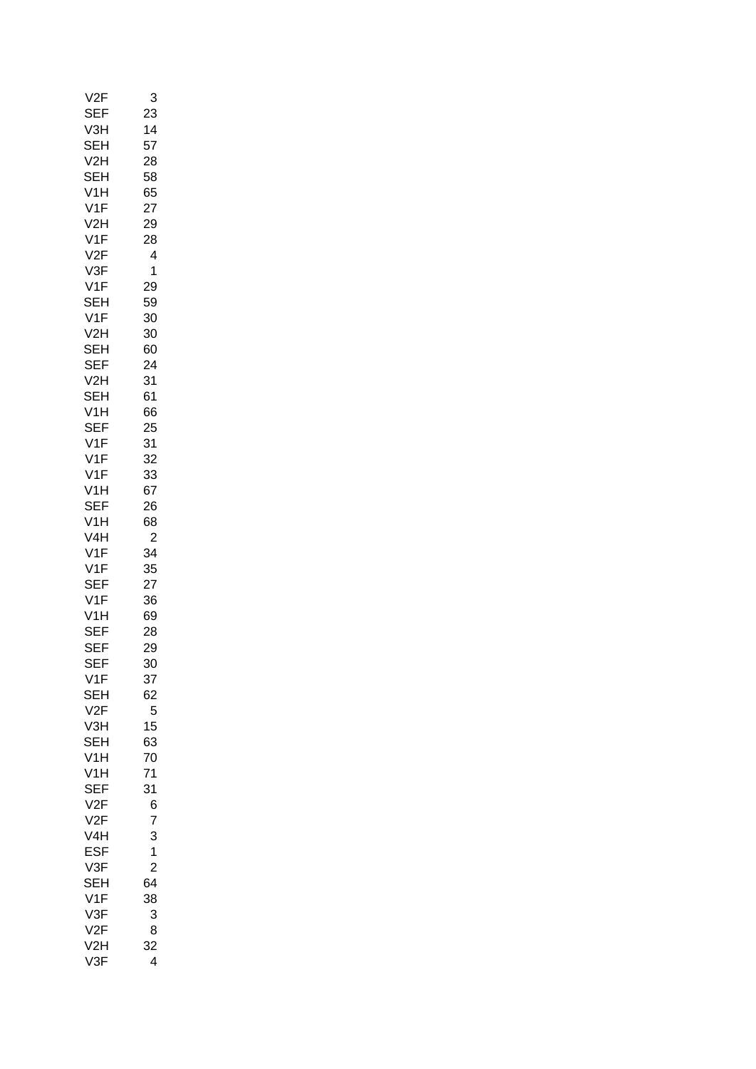| | |
|---|---|
| V2F | 3 |
| SEF | 23 |
| V3H | 14 |
| SEH | 57 |
| V2H | 28 |
| SEH | 58 |
| V1H | 65 |
| V1F | 27 |
| V2H | 29 |
| V1F | 28 |
| V2F | 4 |
| V3F | 1 |
| V1F | 29 |
| SEH | 59 |
| V1F | 30 |
| V2H | 30 |
| SEH | 60 |
| SEF | 24 |
| V2H | 31 |
| SEH | 61 |
| V1H | 66 |
| SEF | 25 |
| V1F | 31 |
| V1F | 32 |
| V1F | 33 |
| V1H | 67 |
| SEF | 26 |
| V1H | 68 |
| V4H | 2 |
| V1F | 34 |
| V1F | 35 |
| SEF | 27 |
| V1F | 36 |
| V1H | 69 |
| SEF | 28 |
| SEF | 29 |
| SEF | 30 |
| V1F | 37 |
| SEH | 62 |
| V2F | 5 |
| V3H | 15 |
| SEH | 63 |
| V1H | 70 |
| V1H | 71 |
| SEF | 31 |
| V2F | 6 |
| V2F | 7 |
| V4H | 3 |
| ESF | 1 |
| V3F | 2 |
| SEH | 64 |
| V1F | 38 |
| V3F | 3 |
| V2F | 8 |
| V2H | 32 |
| V3F | 4 |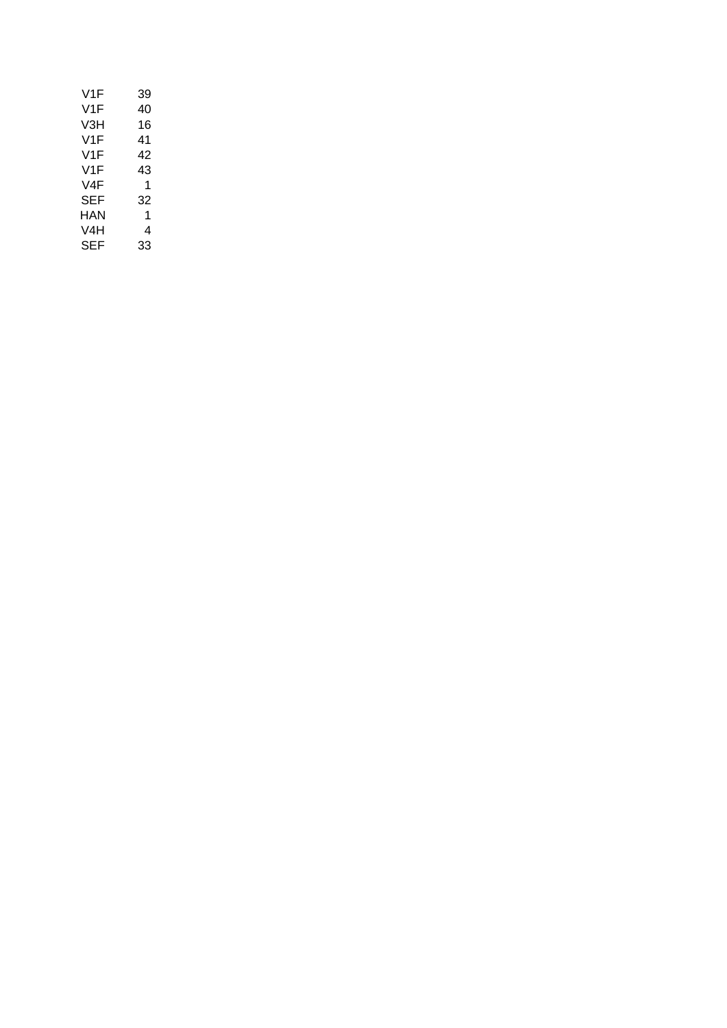| | |
|---|---|
| V1F | 39 |
| V1F | 40 |
| V3H | 16 |
| V1F | 41 |
| V1F | 42 |
| V1F | 43 |
| V4F | 1 |
| SEF | 32 |
| HAN | 1 |
| V4H | 4 |
| SEF | 33 |